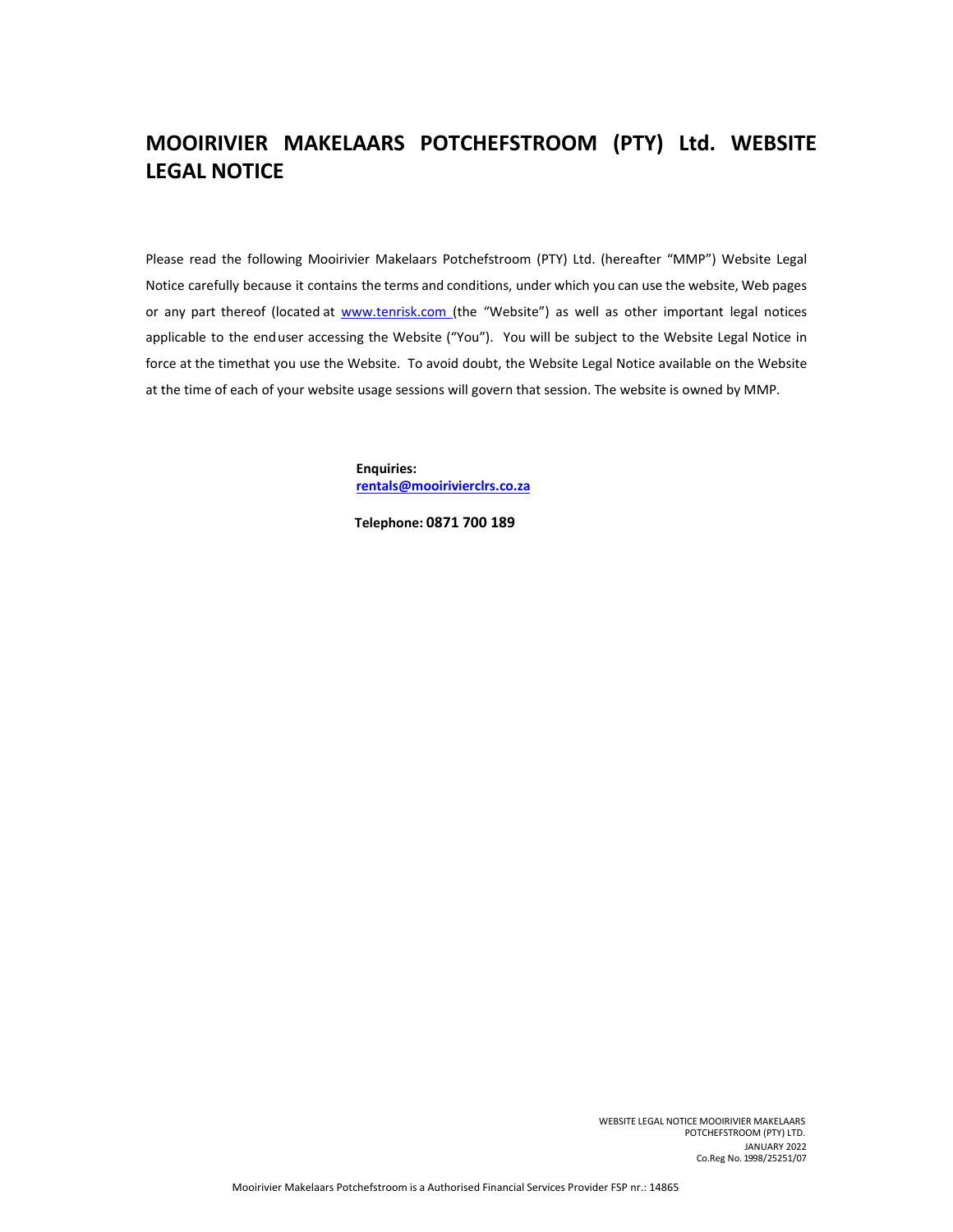# MOOIRIVIER MAKELAARS POTCHEFSTROOM (PTY) Ltd. WEBSITE LEGAL NOTICE

Please read the following Mooirivier Makelaars Potchefstroom (PTY) Ltd. (hereafter "MMP") Website Legal Notice carefully because it contains the terms and conditions, under which you can use the website, Web pages or any part thereof (located at www.tenrisk.com (the "Website") as well as other important legal notices applicable to the end user accessing the Website ("You"). You will be subject to the Website Legal Notice in force at the time that you use the Website. To avoid doubt, the Website Legal Notice available on the Website at the time of each of your website usage sessions will govern that session. The website is owned by MMP.

**Enquiries:**
**rentals@mooirivierclrs.co.za**

**Telephone: 0871 700 189**

WEBSITE LEGAL NOTICE MOOIRIVIER MAKELAARS POTCHEFSTROOM (PTY) LTD.
JANUARY 2022
Co.Reg No. 1998/25251/07

Mooirivier Makelaars Potchefstroom is a Authorised Financial Services Provider FSP nr.: 14865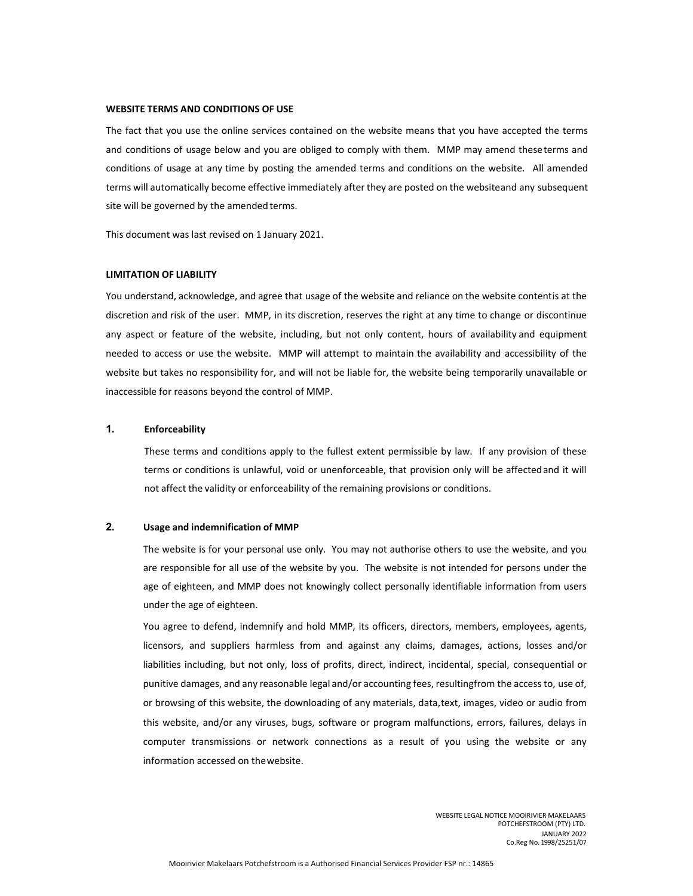**WEBSITE TERMS AND CONDITIONS OF USE**

The fact that you use the online services contained on the website means that you have accepted the terms and conditions of usage below and you are obliged to comply with them. MMP may amend these terms and conditions of usage at any time by posting the amended terms and conditions on the website. All amended terms will automatically become effective immediately after they are posted on the website and any subsequent site will be governed by the amended terms.

This document was last revised on 1 January 2021.

**LIMITATION OF LIABILITY**

You understand, acknowledge, and agree that usage of the website and reliance on the website content is at the discretion and risk of the user. MMP, in its discretion, reserves the right at any time to change or discontinue any aspect or feature of the website, including, but not only content, hours of availability and equipment needed to access or use the website. MMP will attempt to maintain the availability and accessibility of the website but takes no responsibility for, and will not be liable for, the website being temporarily unavailable or inaccessible for reasons beyond the control of MMP.

**1. Enforceability**

These terms and conditions apply to the fullest extent permissible by law. If any provision of these terms or conditions is unlawful, void or unenforceable, that provision only will be affected and it will not affect the validity or enforceability of the remaining provisions or conditions.

**2. Usage and indemnification of MMP**

The website is for your personal use only. You may not authorise others to use the website, and you are responsible for all use of the website by you. The website is not intended for persons under the age of eighteen, and MMP does not knowingly collect personally identifiable information from users under the age of eighteen.

You agree to defend, indemnify and hold MMP, its officers, directors, members, employees, agents, licensors, and suppliers harmless from and against any claims, damages, actions, losses and/or liabilities including, but not only, loss of profits, direct, indirect, incidental, special, consequential or punitive damages, and any reasonable legal and/or accounting fees, resulting from the access to, use of, or browsing of this website, the downloading of any materials, data, text, images, video or audio from this website, and/or any viruses, bugs, software or program malfunctions, errors, failures, delays in computer transmissions or network connections as a result of you using the website or any information accessed on the website.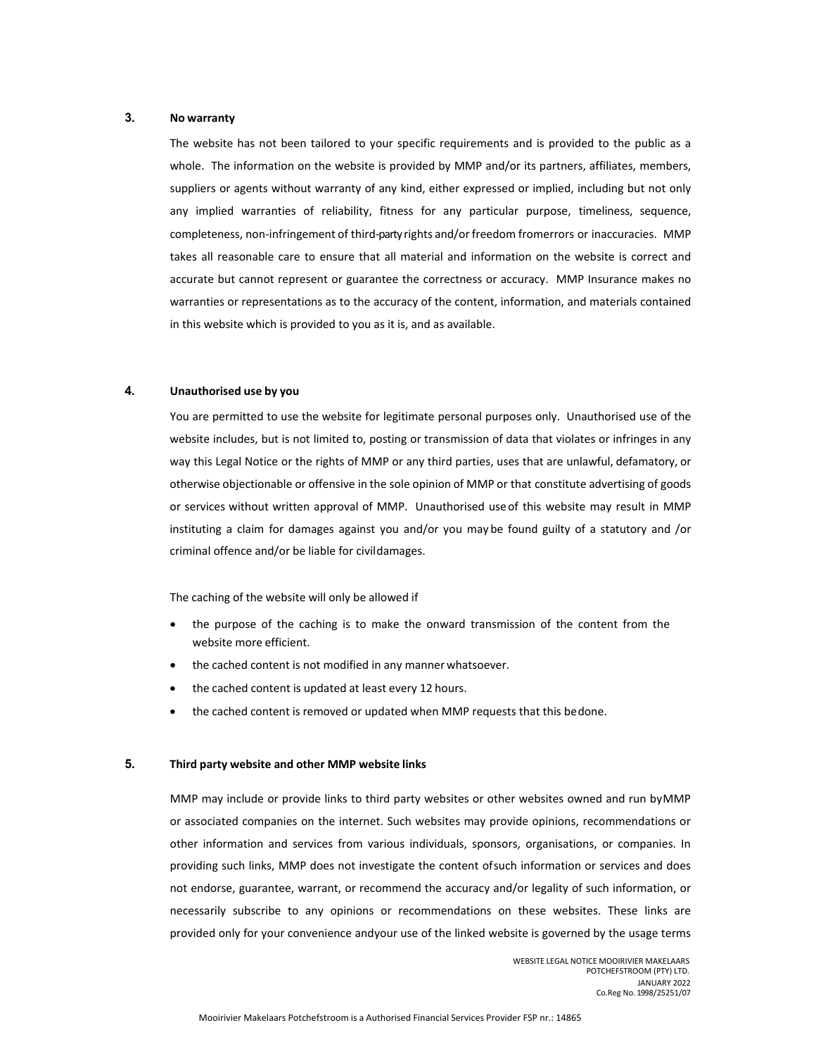## 3. No warranty

The website has not been tailored to your specific requirements and is provided to the public as a whole. The information on the website is provided by MMP and/or its partners, affiliates, members, suppliers or agents without warranty of any kind, either expressed or implied, including but not only any implied warranties of reliability, fitness for any particular purpose, timeliness, sequence, completeness, non-infringement of third-party rights and/or freedom fromerrors or inaccuracies. MMP takes all reasonable care to ensure that all material and information on the website is correct and accurate but cannot represent or guarantee the correctness or accuracy. MMP Insurance makes no warranties or representations as to the accuracy of the content, information, and materials contained in this website which is provided to you as it is, and as available.

## 4. Unauthorised use by you

You are permitted to use the website for legitimate personal purposes only. Unauthorised use of the website includes, but is not limited to, posting or transmission of data that violates or infringes in any way this Legal Notice or the rights of MMP or any third parties, uses that are unlawful, defamatory, or otherwise objectionable or offensive in the sole opinion of MMP or that constitute advertising of goods or services without written approval of MMP. Unauthorised useof this website may result in MMP instituting a claim for damages against you and/or you may be found guilty of a statutory and /or criminal offence and/or be liable for civildamages.

The caching of the website will only be allowed if

- the purpose of the caching is to make the onward transmission of the content from the website more efficient.
- the cached content is not modified in any manner whatsoever.
- the cached content is updated at least every 12 hours.
- the cached content is removed or updated when MMP requests that this bedone.

## 5. Third party website and other MMP website links

MMP may include or provide links to third party websites or other websites owned and run byMMP or associated companies on the internet. Such websites may provide opinions, recommendations or other information and services from various individuals, sponsors, organisations, or companies. In providing such links, MMP does not investigate the content ofsuch information or services and does not endorse, guarantee, warrant, or recommend the accuracy and/or legality of such information, or necessarily subscribe to any opinions or recommendations on these websites. These links are provided only for your convenience andyour use of the linked website is governed by the usage terms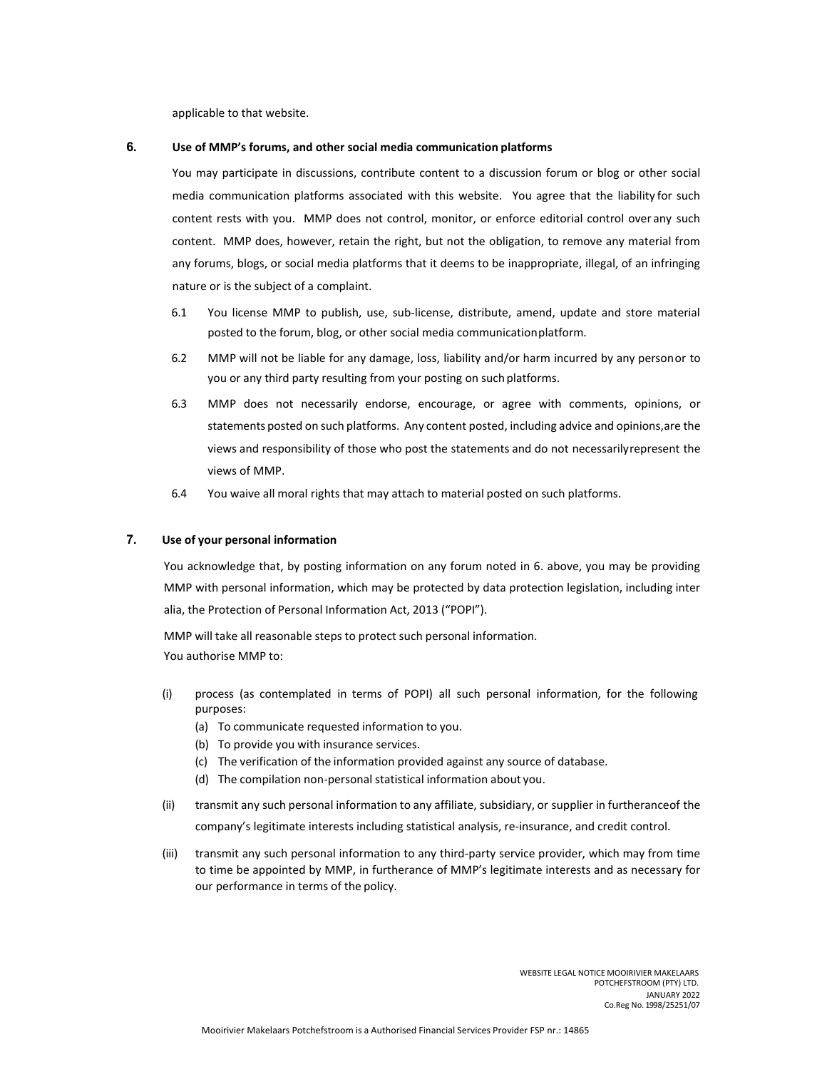applicable to that website.

## 6. Use of MMP's forums, and other social media communication platforms

You may participate in discussions, contribute content to a discussion forum or blog or other social media communication platforms associated with this website. You agree that the liability for such content rests with you. MMP does not control, monitor, or enforce editorial control over any such content. MMP does, however, retain the right, but not the obligation, to remove any material from any forums, blogs, or social media platforms that it deems to be inappropriate, illegal, of an infringing nature or is the subject of a complaint.

6.1 You license MMP to publish, use, sub-license, distribute, amend, update and store material posted to the forum, blog, or other social media communication platform.

6.2 MMP will not be liable for any damage, loss, liability and/or harm incurred by any person or to you or any third party resulting from your posting on such platforms.

6.3 MMP does not necessarily endorse, encourage, or agree with comments, opinions, or statements posted on such platforms. Any content posted, including advice and opinions, are the views and responsibility of those who post the statements and do not necessarily represent the views of MMP.

6.4 You waive all moral rights that may attach to material posted on such platforms.

## 7. Use of your personal information

You acknowledge that, by posting information on any forum noted in 6. above, you may be providing MMP with personal information, which may be protected by data protection legislation, including inter alia, the Protection of Personal Information Act, 2013 ("POPI").

MMP will take all reasonable steps to protect such personal information.
You authorise MMP to:

(i) process (as contemplated in terms of POPI) all such personal information, for the following purposes:
   - (a) To communicate requested information to you.
   - (b) To provide you with insurance services.
   - (c) The verification of the information provided against any source of database.
   - (d) The compilation non-personal statistical information about you.

(ii) transmit any such personal information to any affiliate, subsidiary, or supplier in furtherance of the company's legitimate interests including statistical analysis, re-insurance, and credit control.

(iii) transmit any such personal information to any third-party service provider, which may from time to time be appointed by MMP, in furtherance of MMP's legitimate interests and as necessary for our performance in terms of the policy.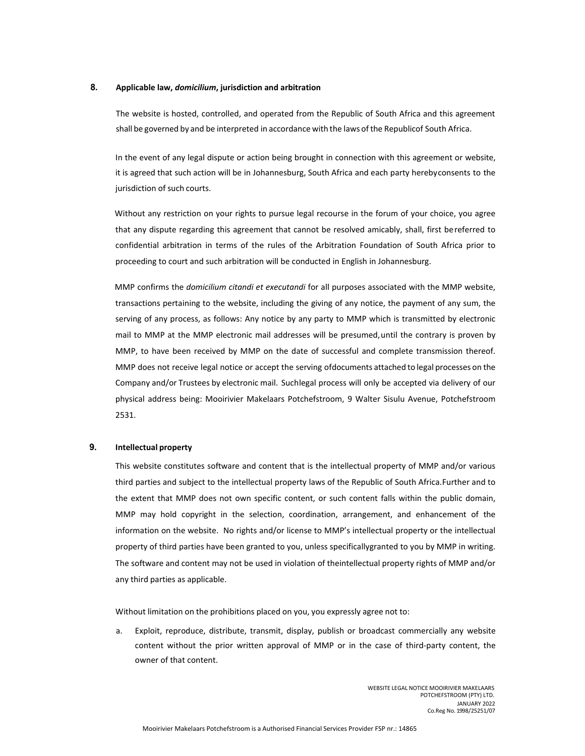## 8. Applicable law, *domicilium*, jurisdiction and arbitration

The website is hosted, controlled, and operated from the Republic of South Africa and this agreement shall be governed by and be interpreted in accordance with the laws of the Republicof South Africa.

In the event of any legal dispute or action being brought in connection with this agreement or website, it is agreed that such action will be in Johannesburg, South Africa and each party herebyconsents to the jurisdiction of such courts.

Without any restriction on your rights to pursue legal recourse in the forum of your choice, you agree that any dispute regarding this agreement that cannot be resolved amicably, shall, first bereferred to confidential arbitration in terms of the rules of the Arbitration Foundation of South Africa prior to proceeding to court and such arbitration will be conducted in English in Johannesburg.

MMP confirms the *domicilium citandi et executandi* for all purposes associated with the MMP website, transactions pertaining to the website, including the giving of any notice, the payment of any sum, the serving of any process, as follows: Any notice by any party to MMP which is transmitted by electronic mail to MMP at the MMP electronic mail addresses will be presumed,until the contrary is proven by MMP, to have been received by MMP on the date of successful and complete transmission thereof. MMP does not receive legal notice or accept the serving ofdocuments attached to legal processes on the Company and/or Trustees by electronic mail. Suchlegal process will only be accepted via delivery of our physical address being: Mooirivier Makelaars Potchefstroom, 9 Walter Sisulu Avenue, Potchefstroom 2531.

## 9. Intellectual property

This website constitutes software and content that is the intellectual property of MMP and/or various third parties and subject to the intellectual property laws of the Republic of South Africa.Further and to the extent that MMP does not own specific content, or such content falls within the public domain, MMP may hold copyright in the selection, coordination, arrangement, and enhancement of the information on the website. No rights and/or license to MMP's intellectual property or the intellectual property of third parties have been granted to you, unless specificallygranted to you by MMP in writing. The software and content may not be used in violation of theintellectual property rights of MMP and/or any third parties as applicable.

Without limitation on the prohibitions placed on you, you expressly agree not to:

a. Exploit, reproduce, distribute, transmit, display, publish or broadcast commercially any website content without the prior written approval of MMP or in the case of third-party content, the owner of that content.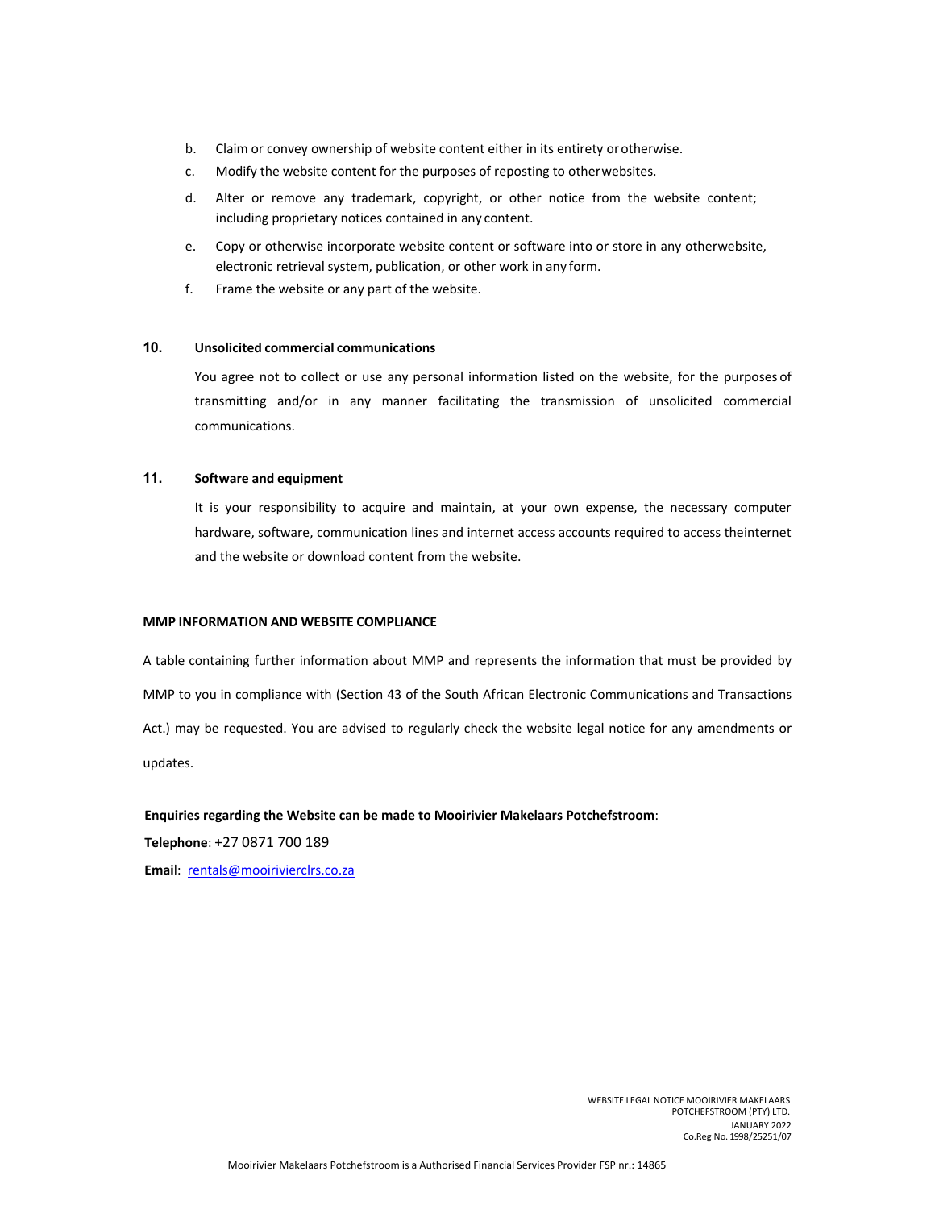b. Claim or convey ownership of website content either in its entirety or otherwise.
c. Modify the website content for the purposes of reposting to other websites.
d. Alter or remove any trademark, copyright, or other notice from the website content; including proprietary notices contained in any content.
e. Copy or otherwise incorporate website content or software into or store in any other website, electronic retrieval system, publication, or other work in any form.
f. Frame the website or any part of the website.

## 10. Unsolicited commercial communications

You agree not to collect or use any personal information listed on the website, for the purposes of transmitting and/or in any manner facilitating the transmission of unsolicited commercial communications.

## 11. Software and equipment

It is your responsibility to acquire and maintain, at your own expense, the necessary computer hardware, software, communication lines and internet access accounts required to access the internet and the website or download content from the website.

## MMP INFORMATION AND WEBSITE COMPLIANCE

A table containing further information about MMP and represents the information that must be provided by MMP to you in compliance with (Section 43 of the South African Electronic Communications and Transactions Act.) may be requested. You are advised to regularly check the website legal notice for any amendments or updates.

**Enquiries regarding the Website can be made to Mooirivier Makelaars Potchefstroom**:

**Telephone**: +27 0871 700 189

**Email**: rentals@mooirivierclrs.co.za

WEBSITE LEGAL NOTICE MOOIRIVIER MAKELAARS POTCHEFSTROOM (PTY) LTD.
JANUARY 2022
Co.Reg No. 1998/25251/07

Mooirivier Makelaars Potchefstroom is a Authorised Financial Services Provider FSP nr.: 14865